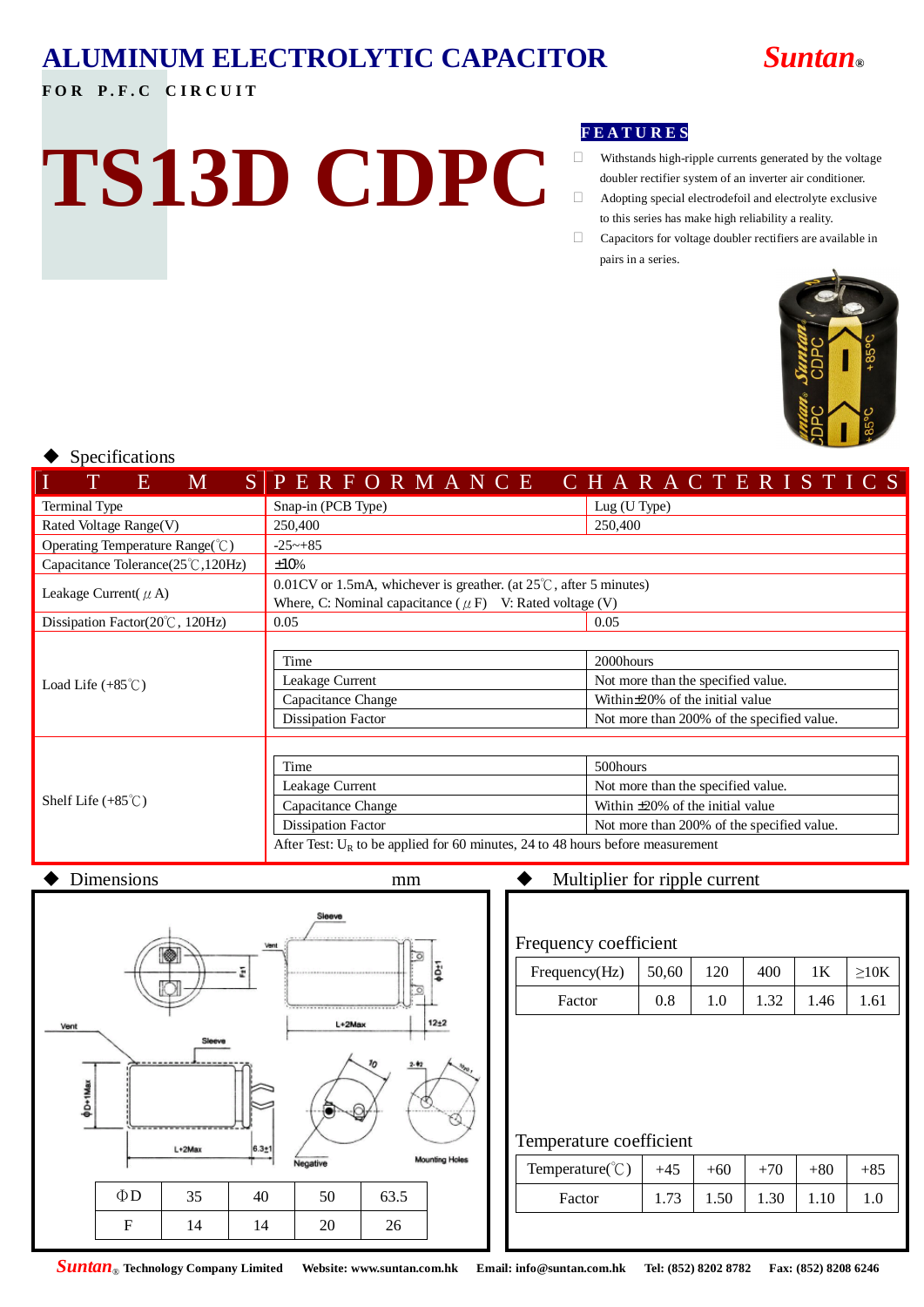# ALUMINUM ELECTROLYTIC CAPACITOR

**Suntan®**

**FOR P.F.C CIRCUIT**

# TS13D CDPC

**FEATURES**

- Withstands high-ripple currents generated by the voltage doubler rectifier system of an inverter air conditioner.
- Adopting special electrodefoil and electrolyte exclusive to this series has make high reliability a reality.
- Capacitors for voltage doubler rectifiers are available in pairs in a series.

## ◆ Specifications

| ITEMS | PERFORMANCE CHARACTERISTICS | |
|---|---|---|
| Terminal Type | Snap-in (PCB Type) | Lug (U Type) |
| Rated Voltage Range(V) | 250,400 | 250,400 |
| Operating Temperature Range(℃) | -25~+85 | |
| Capacitance Tolerance(25℃,120Hz) | ±10% | |
| Leakage Current(μA) | 0.01CV or 1.5mA, whichever is greather. (at 25℃, after 5 minutes)<br>Where, C: Nominal capacitance (μF)  V: Rated voltage (V) | |
| Dissipation Factor(20℃, 120Hz) | 0.05 | 0.05 |
| Load Life (+85℃) | Time | 2000hours |
| | Leakage Current | Not more than the specified value. |
| | Capacitance Change | Within±20% of the initial value |
| | Dissipation Factor | Not more than 200% of the specified value. |
| Shelf Life (+85℃) | Time | 500hours |
| | Leakage Current | Not more than the specified value. |
| | Capacitance Change | Within ±20% of the initial value |
| | Dissipation Factor | Not more than 200% of the specified value. |
| | After Test: $U_R$ to be applied for 60 minutes, 24 to 48 hours before measurement | |

## ◆ Dimensions mm

| ΦD | 35 | 40 | 50 | 63.5 |
|---|---|---|---|---|
| F | 14 | 14 | 20 | 26 |

## ◆ Multiplier for ripple current

Frequency coefficient

| Frequency(Hz) | 50,60 | 120 | 400 | 1K | ≥10K |
|---|---|---|---|---|---|
| Factor | 0.8 | 1.0 | 1.32 | 1.46 | 1.61 |

Temperature coefficient

| Temperature(℃) | +45 | +60 | +70 | +80 | +85 |
|---|---|---|---|---|---|
| Factor | 1.73 | 1.50 | 1.30 | 1.10 | 1.0 |

**Suntan® Technology Company Limited  Website: www.suntan.com.hk  Email: info@suntan.com.hk  Tel: (852) 8202 8782  Fax: (852) 8208 6246**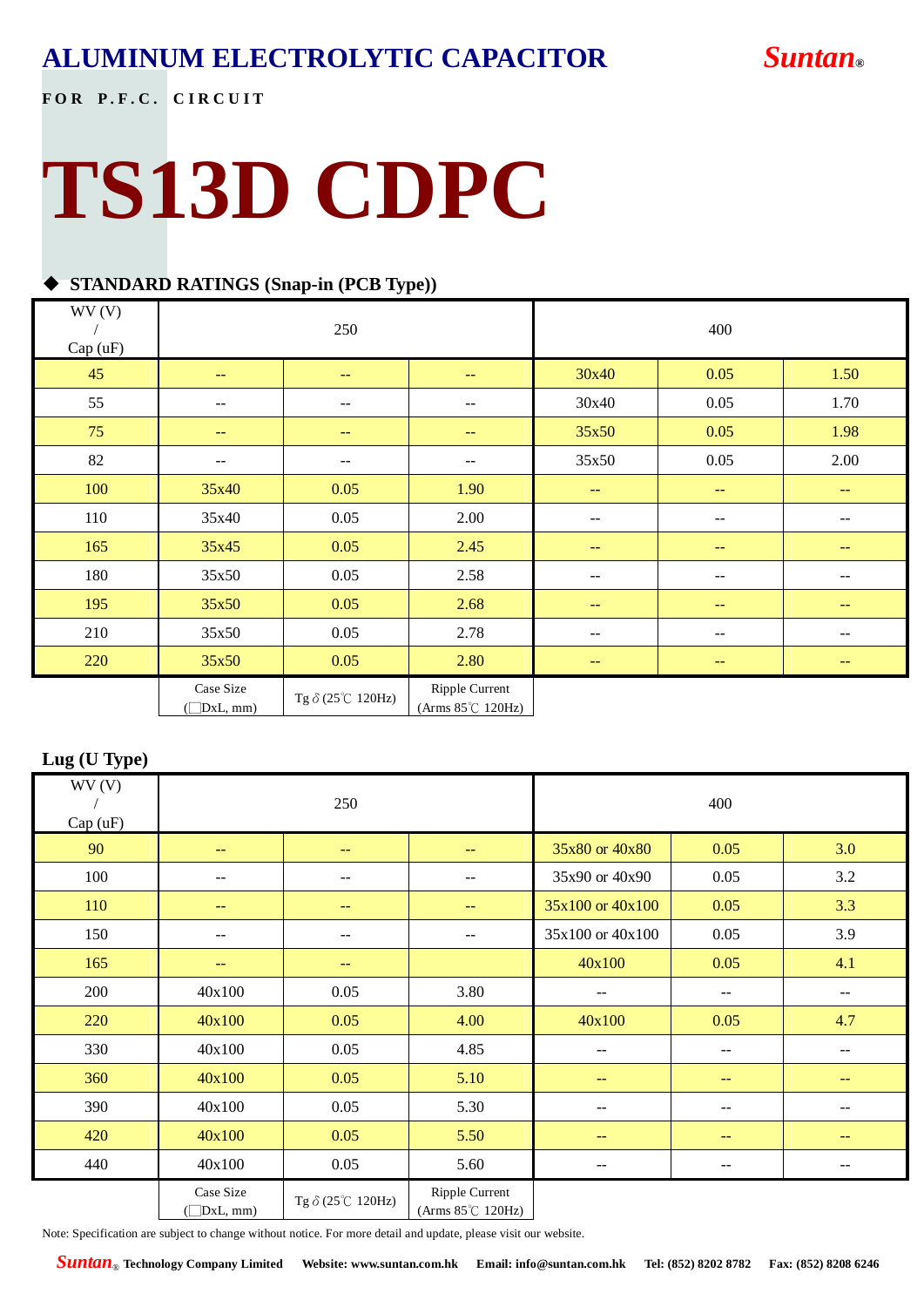# ALUMINUM ELECTROLYTIC CAPACITOR

**Suntan®**

**FOR P.F.C. CIRCUIT**

# TS13D CDPC

## ◆ STANDARD RATINGS (Snap-in (PCB Type))

| WV (V) / Cap (uF) | 250 | | | 400 | | |
|---|---|---|---|---|---|---|
| 45 | -- | -- | -- | 30x40 | 0.05 | 1.50 |
| 55 | -- | -- | -- | 30x40 | 0.05 | 1.70 |
| 75 | -- | -- | -- | 35x50 | 0.05 | 1.98 |
| 82 | -- | -- | -- | 35x50 | 0.05 | 2.00 |
| 100 | 35x40 | 0.05 | 1.90 | -- | -- | -- |
| 110 | 35x40 | 0.05 | 2.00 | -- | -- | -- |
| 165 | 35x45 | 0.05 | 2.45 | -- | -- | -- |
| 180 | 35x50 | 0.05 | 2.58 | -- | -- | -- |
| 195 | 35x50 | 0.05 | 2.68 | -- | -- | -- |
| 210 | 35x50 | 0.05 | 2.78 | -- | -- | -- |
| 220 | 35x50 | 0.05 | 2.80 | -- | -- | -- |
| | Case Size (□DxL, mm) | Tg δ (25℃ 120Hz) | Ripple Current (Arms 85℃ 120Hz) | | | |

## Lug (U Type)

| WV (V) / Cap (uF) | 250 | | | 400 | | |
|---|---|---|---|---|---|---|
| 90 | -- | -- | -- | 35x80 or 40x80 | 0.05 | 3.0 |
| 100 | -- | -- | -- | 35x90 or 40x90 | 0.05 | 3.2 |
| 110 | -- | -- | -- | 35x100 or 40x100 | 0.05 | 3.3 |
| 150 | -- | -- | -- | 35x100 or 40x100 | 0.05 | 3.9 |
| 165 | -- | -- | | 40x100 | 0.05 | 4.1 |
| 200 | 40x100 | 0.05 | 3.80 | -- | -- | -- |
| 220 | 40x100 | 0.05 | 4.00 | 40x100 | 0.05 | 4.7 |
| 330 | 40x100 | 0.05 | 4.85 | -- | -- | -- |
| 360 | 40x100 | 0.05 | 5.10 | -- | -- | -- |
| 390 | 40x100 | 0.05 | 5.30 | -- | -- | -- |
| 420 | 40x100 | 0.05 | 5.50 | -- | -- | -- |
| 440 | 40x100 | 0.05 | 5.60 | -- | -- | -- |
| | Case Size (□DxL, mm) | Tg δ (25℃ 120Hz) | Ripple Current (Arms 85℃ 120Hz) | | | |

Note: Specification are subject to change without notice. For more detail and update, please visit our website.

**Suntan® Technology Company Limited Website: www.suntan.com.hk Email: info@suntan.com.hk Tel: (852) 8202 8782 Fax: (852) 8208 6246**